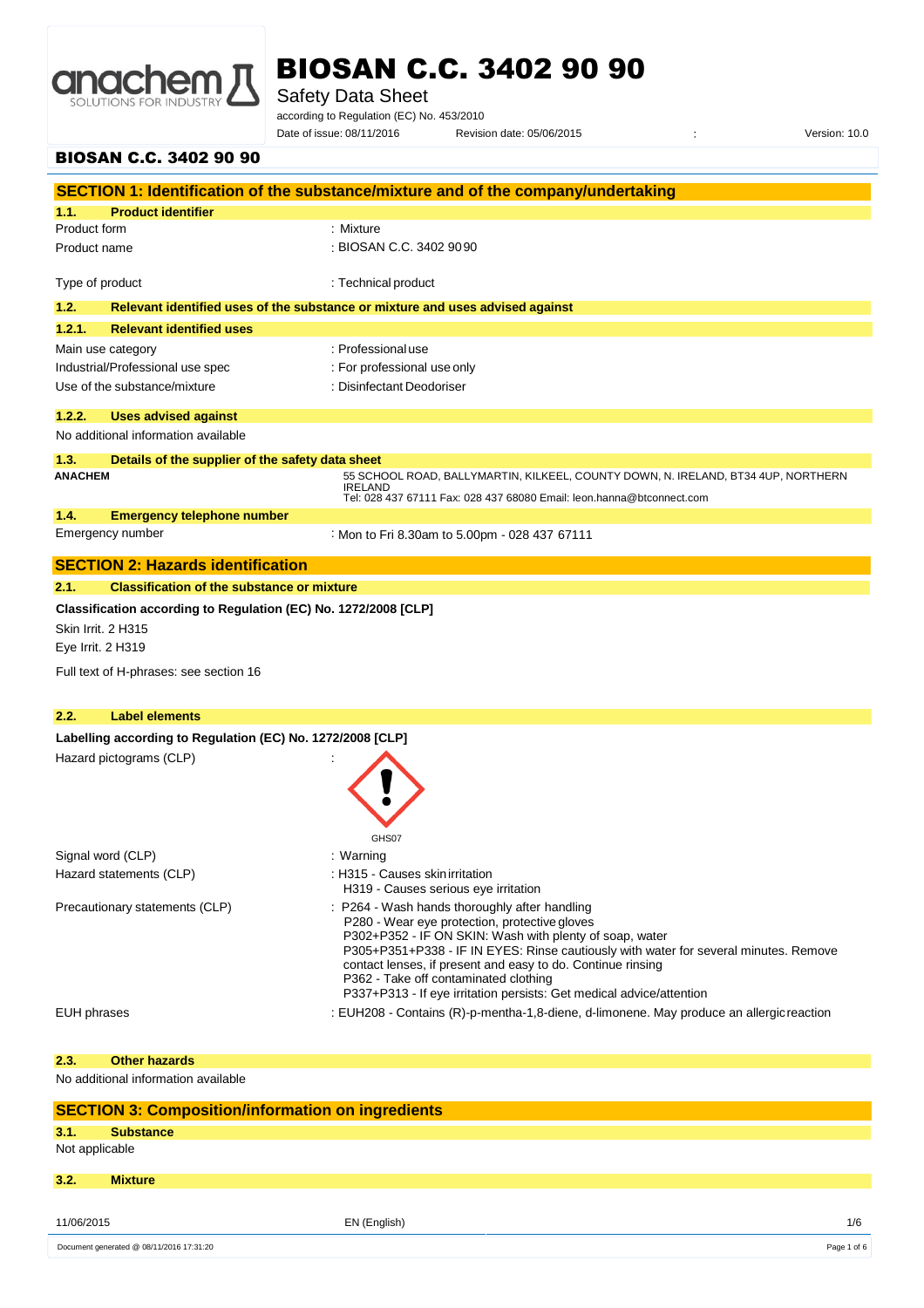# BIOSAN C.C. 3402 90 90

Safety Data Sheet

according to Regulation (EC) No. 453/2010

Date of issue: 08/11/2016 Revision date: 05/06/2015 : Version: 10.0

**BIOSAN C.C. 3402 90 90**

## SECTION 1: Identification of the substance/mixture and of the company/undertaking

### 1.1. Product identifier

| | |
|---|---|
| Product form | : Mixture |
| Product name | : BIOSAN C.C. 3402 90 90 |
| Type of product | : Technical product |

### 1.2. Relevant identified uses of the substance or mixture and uses advised against

#### 1.2.1. Relevant identified uses

| | |
|---|---|
| Main use category | : Professional use |
| Industrial/Professional use spec | : For professional use only |
| Use of the substance/mixture | : Disinfectant Deodoriser |

#### 1.2.2. Uses advised against

No additional information available

### 1.3. Details of the supplier of the safety data sheet

**ANACHEM**

55 SCHOOL ROAD, BALLYMARTIN, KILKEEL, COUNTY DOWN, N. IRELAND, BT34 4UP, NORTHERN IRELAND
Tel: 028 437 67111 Fax: 028 437 68080 Email: leon.hanna@btconnect.com

### 1.4. Emergency telephone number

| | |
|---|---|
| Emergency number | : Mon to Fri 8.30am to 5.00pm - 028 437 67111 |

## SECTION 2: Hazards identification

### 2.1. Classification of the substance or mixture

**Classification according to Regulation (EC) No. 1272/2008 [CLP]**

Skin Irrit. 2 H315

Eye Irrit. 2 H319

Full text of H-phrases: see section 16

### 2.2. Label elements

**Labelling according to Regulation (EC) No. 1272/2008 [CLP]**

Hazard pictograms (CLP) :

GHS07

Signal word (CLP) : Warning

Hazard statements (CLP) :
- H315 - Causes skin irritation
- H319 - Causes serious eye irritation

Precautionary statements (CLP) :
- P264 - Wash hands thoroughly after handling
- P280 - Wear eye protection, protective gloves
- P302+P352 - IF ON SKIN: Wash with plenty of soap, water
- P305+P351+P338 - IF IN EYES: Rinse cautiously with water for several minutes. Remove contact lenses, if present and easy to do. Continue rinsing
- P362 - Take off contaminated clothing
- P337+P313 - If eye irritation persists: Get medical advice/attention

EUH phrases : EUH208 - Contains (R)-p-mentha-1,8-diene, d-limonene. May produce an allergic reaction

### 2.3. Other hazards

No additional information available

## SECTION 3: Composition/information on ingredients

### 3.1. Substance

Not applicable

### 3.2. Mixture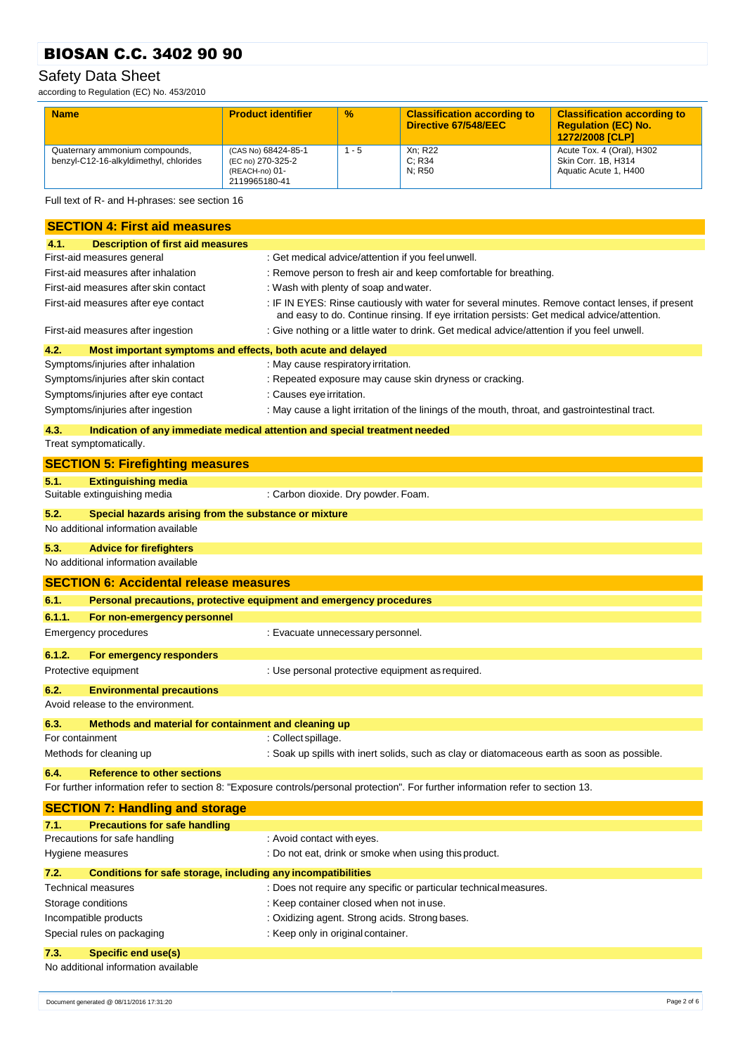| Name | Product identifier | % | Classification according to Directive 67/548/EEC | Classification according to Regulation (EC) No. 1272/2008 [CLP] |
|---|---|---|---|---|
| Quaternary ammonium compounds, benzyl-C12-16-alkyldimethyl, chlorides | (CAS No) 68424-85-1<br>(EC no) 270-325-2<br>(REACH-no) 01-2119965180-41 | 1 - 5 | Xn; R22<br>C; R34<br>N; R50 | Acute Tox. 4 (Oral), H302<br>Skin Corr. 1B, H314<br>Aquatic Acute 1, H400 |

Full text of R- and H-phrases: see section 16

## SECTION 4: First aid measures

### 4.1. Description of first aid measures

First-aid measures general : Get medical advice/attention if you feel unwell.

First-aid measures after inhalation : Remove person to fresh air and keep comfortable for breathing.

First-aid measures after skin contact : Wash with plenty of soap and water.

First-aid measures after eye contact : IF IN EYES: Rinse cautiously with water for several minutes. Remove contact lenses, if present and easy to do. Continue rinsing. If eye irritation persists: Get medical advice/attention.

First-aid measures after ingestion : Give nothing or a little water to drink. Get medical advice/attention if you feel unwell.

### 4.2. Most important symptoms and effects, both acute and delayed

Symptoms/injuries after inhalation : May cause respiratory irritation.

Symptoms/injuries after skin contact : Repeated exposure may cause skin dryness or cracking.

Symptoms/injuries after eye contact : Causes eye irritation.

Symptoms/injuries after ingestion : May cause a light irritation of the linings of the mouth, throat, and gastrointestinal tract.

### 4.3. Indication of any immediate medical attention and special treatment needed

Treat symptomatically.

## SECTION 5: Firefighting measures

### 5.1. Extinguishing media

Suitable extinguishing media : Carbon dioxide. Dry powder. Foam.

### 5.2. Special hazards arising from the substance or mixture

No additional information available

### 5.3. Advice for firefighters

No additional information available

## SECTION 6: Accidental release measures

### 6.1. Personal precautions, protective equipment and emergency procedures

#### 6.1.1. For non-emergency personnel

Emergency procedures : Evacuate unnecessary personnel.

#### 6.1.2. For emergency responders

Protective equipment : Use personal protective equipment as required.

### 6.2. Environmental precautions

Avoid release to the environment.

### 6.3. Methods and material for containment and cleaning up

For containment : Collect spillage.

Methods for cleaning up : Soak up spills with inert solids, such as clay or diatomaceous earth as soon as possible.

### 6.4. Reference to other sections

For further information refer to section 8: "Exposure controls/personal protection". For further information refer to section 13.

## SECTION 7: Handling and storage

### 7.1. Precautions for safe handling

Precautions for safe handling : Avoid contact with eyes.

Hygiene measures : Do not eat, drink or smoke when using this product.

### 7.2. Conditions for safe storage, including any incompatibilities

Technical measures : Does not require any specific or particular technical measures.

Storage conditions : Keep container closed when not in use.

Incompatible products : Oxidizing agent. Strong acids. Strong bases.

Special rules on packaging : Keep only in original container.

### 7.3. Specific end use(s)

No additional information available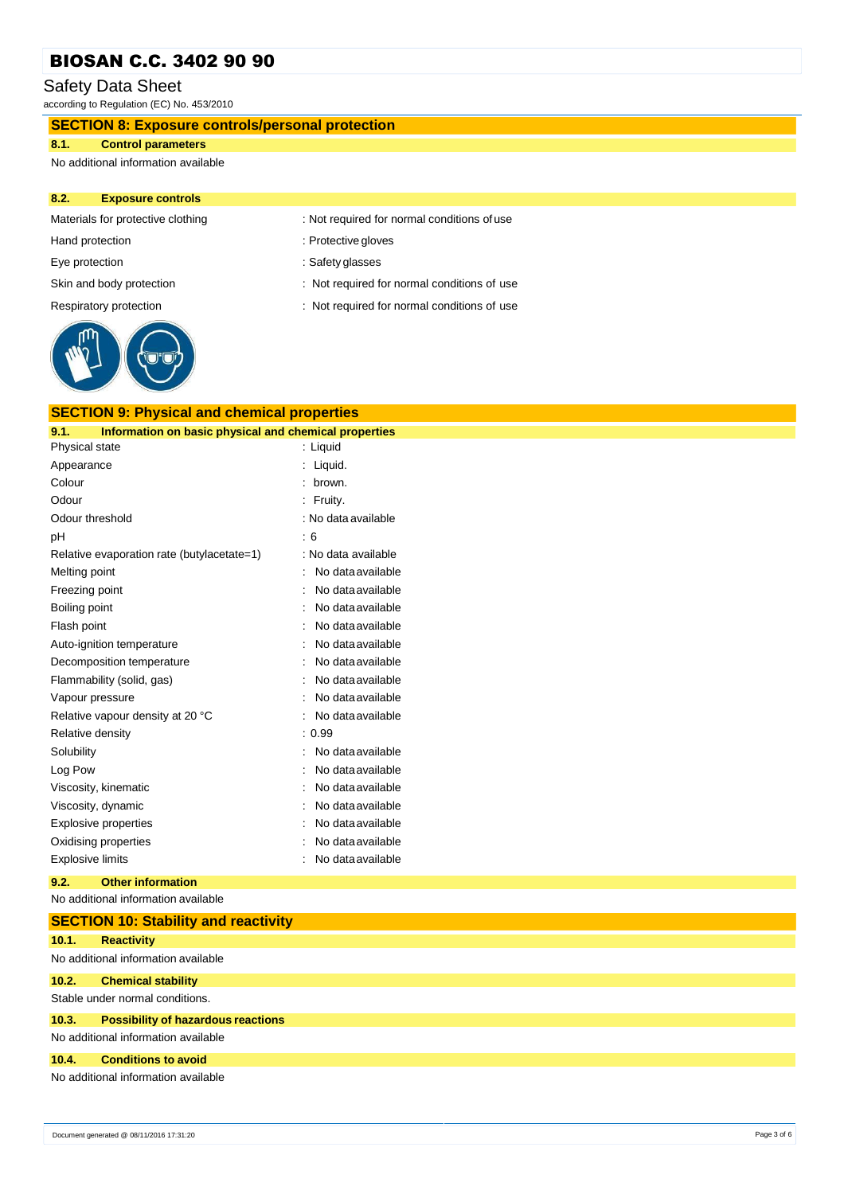## SECTION 8: Exposure controls/personal protection

### 8.1. Control parameters

No additional information available

### 8.2. Exposure controls

| | |
|---|---|
| Materials for protective clothing | : Not required for normal conditions of use |
| Hand protection | : Protective gloves |
| Eye protection | : Safety glasses |
| Skin and body protection | : Not required for normal conditions of use |
| Respiratory protection | : Not required for normal conditions of use |

## SECTION 9: Physical and chemical properties

### 9.1. Information on basic physical and chemical properties

| | |
|---|---|
| Physical state | : Liquid |
| Appearance | : Liquid. |
| Colour | : brown. |
| Odour | : Fruity. |
| Odour threshold | : No data available |
| pH | : 6 |
| Relative evaporation rate (butylacetate=1) | : No data available |
| Melting point | : No data available |
| Freezing point | : No data available |
| Boiling point | : No data available |
| Flash point | : No data available |
| Auto-ignition temperature | : No data available |
| Decomposition temperature | : No data available |
| Flammability (solid, gas) | : No data available |
| Vapour pressure | : No data available |
| Relative vapour density at 20 °C | : No data available |
| Relative density | : 0.99 |
| Solubility | : No data available |
| Log Pow | : No data available |
| Viscosity, kinematic | : No data available |
| Viscosity, dynamic | : No data available |
| Explosive properties | : No data available |
| Oxidising properties | : No data available |
| Explosive limits | : No data available |

### 9.2. Other information

No additional information available

## SECTION 10: Stability and reactivity

### 10.1. Reactivity

No additional information available

### 10.2. Chemical stability

Stable under normal conditions.

### 10.3. Possibility of hazardous reactions

No additional information available

### 10.4. Conditions to avoid

No additional information available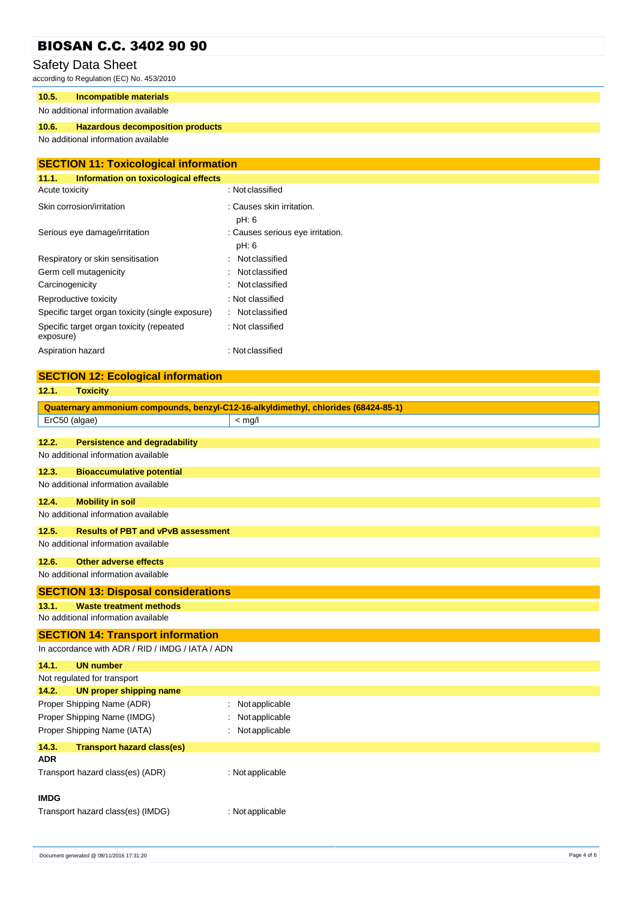#### 10.5. Incompatible materials

No additional information available

#### 10.6. Hazardous decomposition products

No additional information available

## SECTION 11: Toxicological information

#### 11.1. Information on toxicological effects

| | |
|---|---|
| Acute toxicity | : Not classified |
| Skin corrosion/irritation | : Causes skin irritation.<br>pH: 6 |
| Serious eye damage/irritation | : Causes serious eye irritation.<br>pH: 6 |
| Respiratory or skin sensitisation | : Not classified |
| Germ cell mutagenicity | : Not classified |
| Carcinogenicity | : Not classified |
| Reproductive toxicity | : Not classified |
| Specific target organ toxicity (single exposure) | : Not classified |
| Specific target organ toxicity (repeated exposure) | : Not classified |
| Aspiration hazard | : Not classified |

## SECTION 12: Ecological information

#### 12.1. Toxicity

| Quaternary ammonium compounds, benzyl-C12-16-alkyldimethyl, chlorides (68424-85-1) | |
|---|---|
| ErC50 (algae) | < mg/l |

#### 12.2. Persistence and degradability

No additional information available

#### 12.3. Bioaccumulative potential

No additional information available

#### 12.4. Mobility in soil

No additional information available

#### 12.5. Results of PBT and vPvB assessment

No additional information available

#### 12.6. Other adverse effects

No additional information available

## SECTION 13: Disposal considerations

#### 13.1. Waste treatment methods

No additional information available

## SECTION 14: Transport information

In accordance with ADR / RID / IMDG / IATA / ADN

#### 14.1. UN number

Not regulated for transport

#### 14.2. UN proper shipping name

| | |
|---|---|
| Proper Shipping Name (ADR) | : Not applicable |
| Proper Shipping Name (IMDG) | : Not applicable |
| Proper Shipping Name (IATA) | : Not applicable |

#### 14.3. Transport hazard class(es)

**ADR**

Transport hazard class(es) (ADR) : Not applicable

**IMDG**

Transport hazard class(es) (IMDG) : Not applicable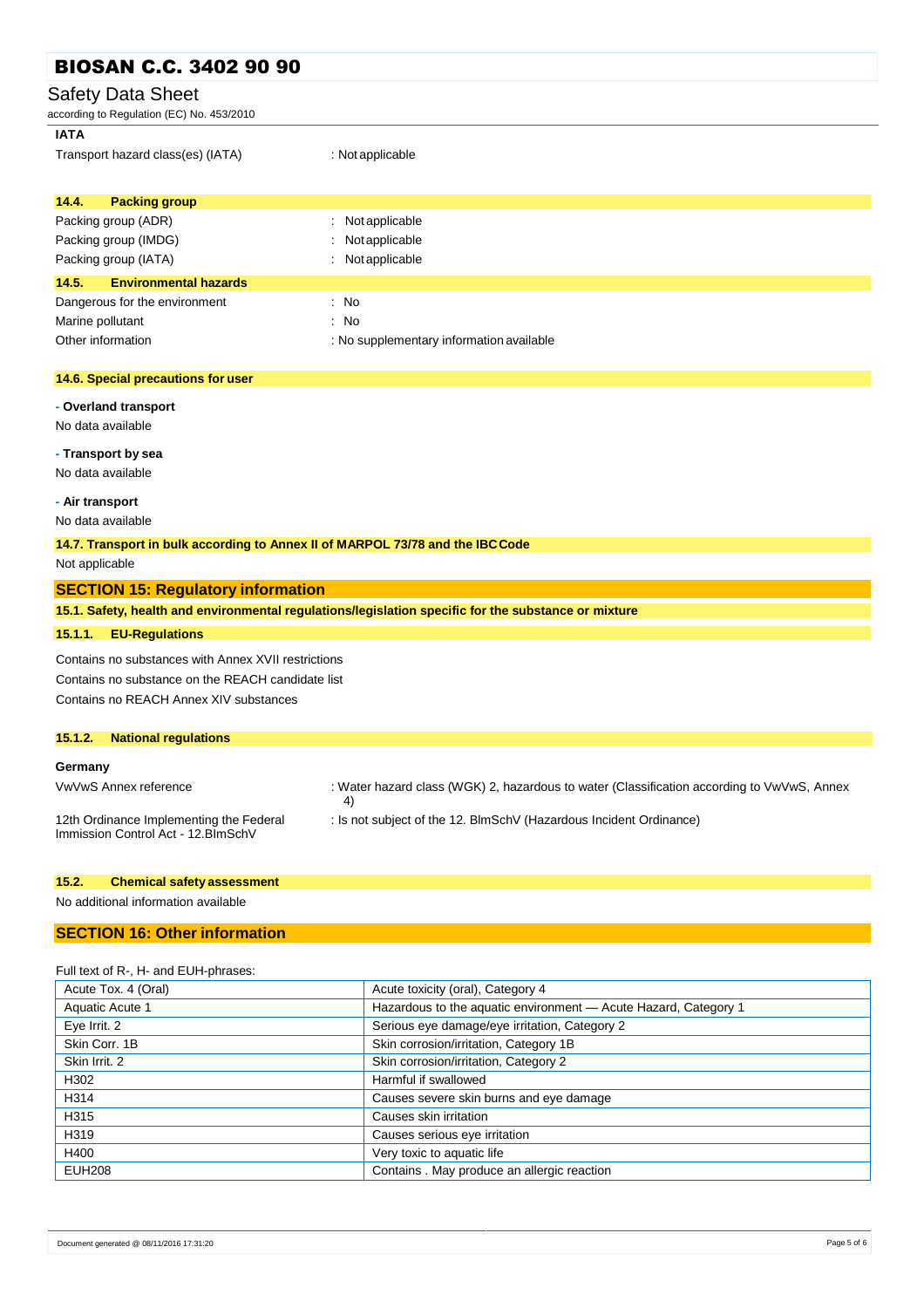**IATA**

Transport hazard class(es) (IATA) : Not applicable

### 14.4. Packing group

Packing group (ADR) : Not applicable
Packing group (IMDG) : Not applicable
Packing group (IATA) : Not applicable

### 14.5. Environmental hazards

Dangerous for the environment : No
Marine pollutant : No
Other information : No supplementary information available

### 14.6. Special precautions for user

**- Overland transport**

No data available

**- Transport by sea**

No data available

**- Air transport**

No data available

### 14.7. Transport in bulk according to Annex II of MARPOL 73/78 and the IBC Code

Not applicable

## SECTION 15: Regulatory information

### 15.1. Safety, health and environmental regulations/legislation specific for the substance or mixture

#### 15.1.1. EU-Regulations

Contains no substances with Annex XVII restrictions
Contains no substance on the REACH candidate list
Contains no REACH Annex XIV substances

#### 15.1.2. National regulations

**Germany**

VwVwS Annex reference : Water hazard class (WGK) 2, hazardous to water (Classification according to VwVwS, Annex 4)

12th Ordinance Implementing the Federal Immission Control Act - 12.BImSchV : Is not subject of the 12. BlmSchV (Hazardous Incident Ordinance)

### 15.2. Chemical safety assessment

No additional information available

## SECTION 16: Other information

Full text of R-, H- and EUH-phrases:

| | |
|---|---|
| Acute Tox. 4 (Oral) | Acute toxicity (oral), Category 4 |
| Aquatic Acute 1 | Hazardous to the aquatic environment — Acute Hazard, Category 1 |
| Eye Irrit. 2 | Serious eye damage/eye irritation, Category 2 |
| Skin Corr. 1B | Skin corrosion/irritation, Category 1B |
| Skin Irrit. 2 | Skin corrosion/irritation, Category 2 |
| H302 | Harmful if swallowed |
| H314 | Causes severe skin burns and eye damage |
| H315 | Causes skin irritation |
| H319 | Causes serious eye irritation |
| H400 | Very toxic to aquatic life |
| EUH208 | Contains . May produce an allergic reaction |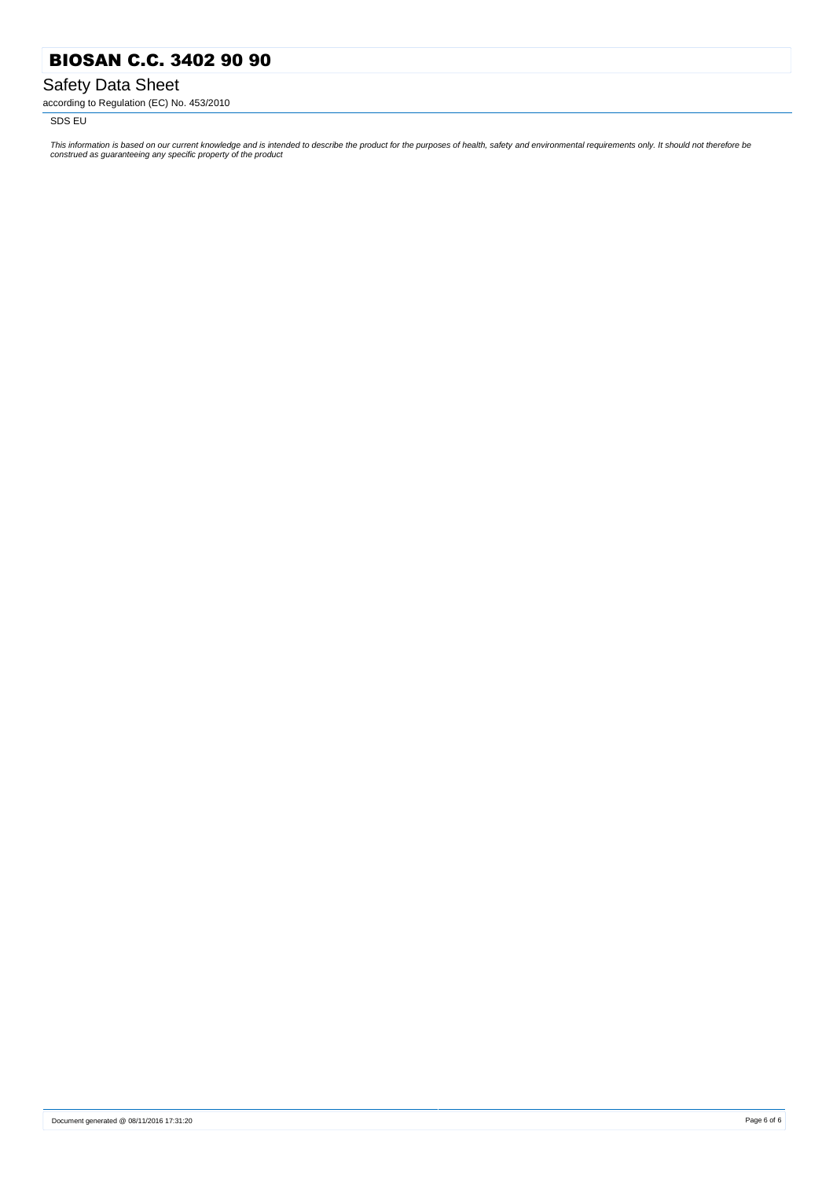*This information is based on our current knowledge and is intended to describe the product for the purposes of health, safety and environmental requirements only. It should not therefore be construed as guaranteeing any specific property of the product*